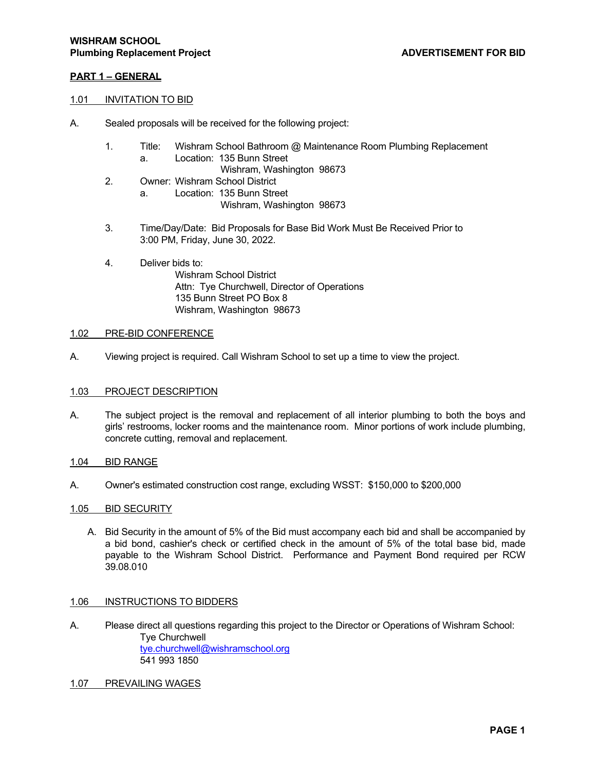**WISHRAM SCHOOL**
**Plumbing Replacement Project** **ADVERTISEMENT FOR BID**

## PART 1 – GENERAL

### 1.01 INVITATION TO BID

A. Sealed proposals will be received for the following project:

1. Title: Wishram School Bathroom @ Maintenance Room Plumbing Replacement
   a. Location: 135 Bunn Street
      Wishram, Washington 98673
2. Owner: Wishram School District
   a. Location: 135 Bunn Street
      Wishram, Washington 98673

3. Time/Day/Date: Bid Proposals for Base Bid Work Must Be Received Prior to 3:00 PM, Friday, June 30, 2022.

4. Deliver bids to:
   Wishram School District
   Attn: Tye Churchwell, Director of Operations
   135 Bunn Street PO Box 8
   Wishram, Washington 98673

### 1.02 PRE-BID CONFERENCE

A. Viewing project is required. Call Wishram School to set up a time to view the project.

### 1.03 PROJECT DESCRIPTION

A. The subject project is the removal and replacement of all interior plumbing to both the boys and girls' restrooms, locker rooms and the maintenance room. Minor portions of work include plumbing, concrete cutting, removal and replacement.

### 1.04 BID RANGE

A. Owner's estimated construction cost range, excluding WSST: $150,000 to $200,000

### 1.05 BID SECURITY

A. Bid Security in the amount of 5% of the Bid must accompany each bid and shall be accompanied by a bid bond, cashier's check or certified check in the amount of 5% of the total base bid, made payable to the Wishram School District. Performance and Payment Bond required per RCW 39.08.010

### 1.06 INSTRUCTIONS TO BIDDERS

A. Please direct all questions regarding this project to the Director or Operations of Wishram School:
   Tye Churchwell
   tye.churchwell@wishramschool.org
   541 993 1850

### 1.07 PREVAILING WAGES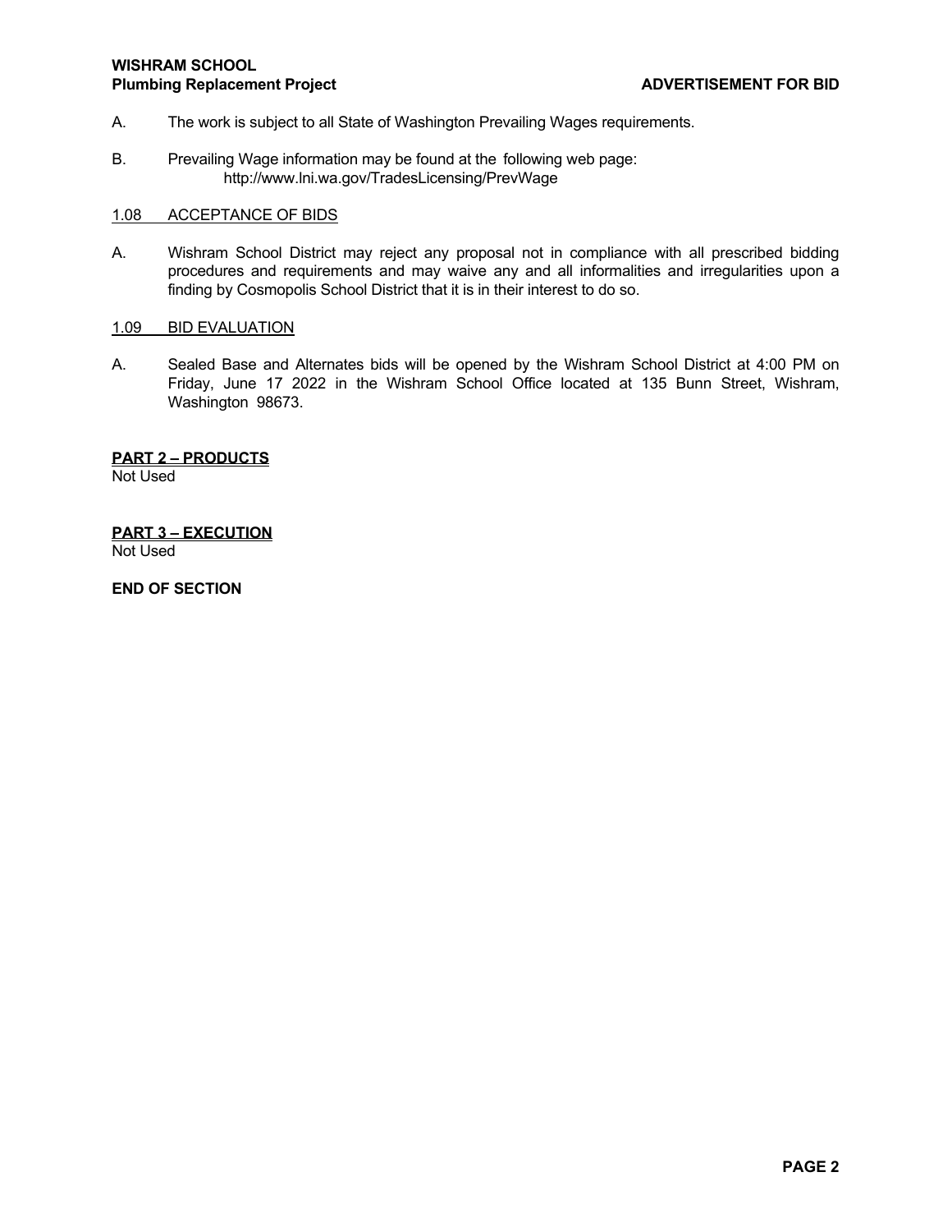A. The work is subject to all State of Washington Prevailing Wages requirements.

B. Prevailing Wage information may be found at the following web page:
http://www.lni.wa.gov/TradesLicensing/PrevWage

1.08 ACCEPTANCE OF BIDS

A. Wishram School District may reject any proposal not in compliance with all prescribed bidding procedures and requirements and may waive any and all informalities and irregularities upon a finding by Cosmopolis School District that it is in their interest to do so.

1.09 BID EVALUATION

A. Sealed Base and Alternates bids will be opened by the Wishram School District at 4:00 PM on Friday, June 17 2022 in the Wishram School Office located at 135 Bunn Street, Wishram, Washington 98673.

**PART 2 – PRODUCTS**

Not Used

**PART 3 – EXECUTION**

Not Used

**END OF SECTION**